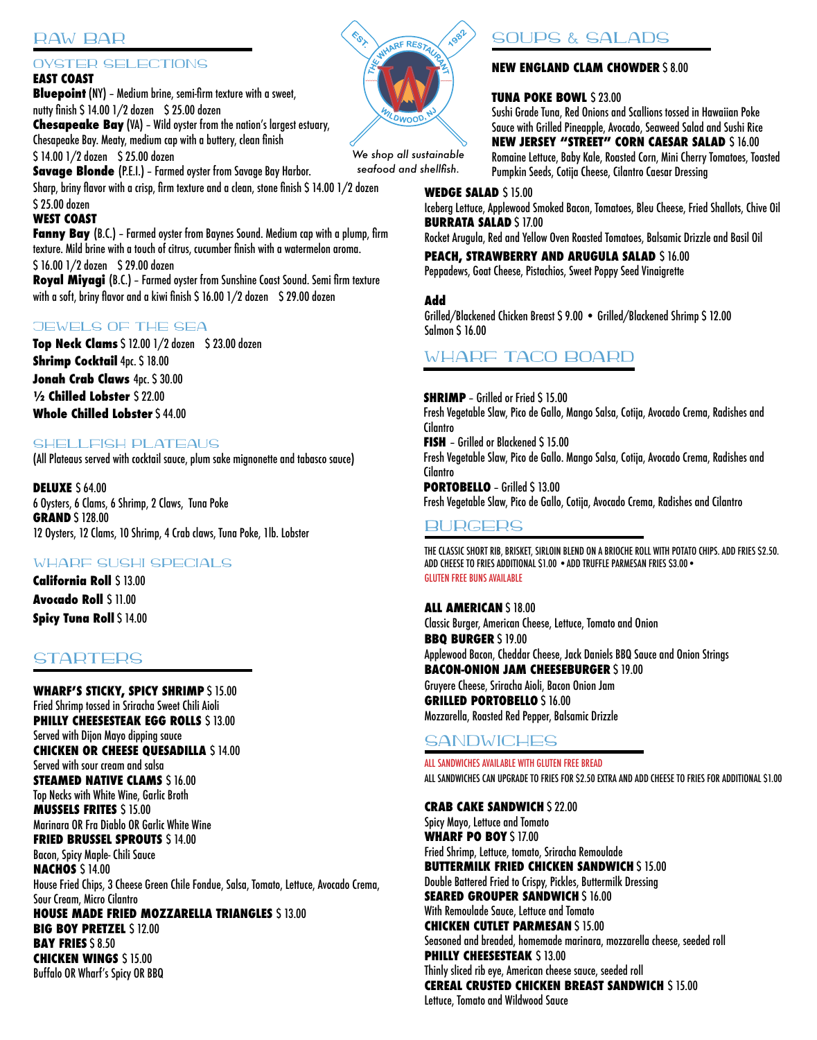# RAW BAR

## OYSTER SELECTIONS

### EAST COAST

**Bluepoint** (NY) – Medium brine, semi-firm texture with a sweet, nutty finish $ 14.00 1/2 dozen $ 25.00 dozen

**Chesapeake Bay** (VA) – Wild oyster from the nation's largest estuary, Chesapeake Bay. Meaty, medium cap with a buttery, clean finish $ 14.00 1/2 dozen $ 25.00 dozen

**Savage Blonde** (P.E.I.) – Farmed oyster from Savage Bay Harbor. Sharp, briny flavor with a crisp, firm texture and a clean, stone finish $ 14.00 1/2 dozen $ 25.00 dozen

### WEST COAST

**Fanny Bay** (B.C.) – Farmed oyster from Baynes Sound. Medium cap with a plump, firm texture. Mild brine with a touch of citrus, cucumber finish with a watermelon aroma. $ 16.00 1/2 dozen $ 29.00 dozen

**Royal Miyagi** (B.C.) – Farmed oyster from Sunshine Coast Sound. Semi firm texture with a soft, briny flavor and a kiwi finish $ 16.00 1/2 dozen $ 29.00 dozen

## JEWELS OF THE SEA

**Top Neck Clams** $ 12.00 1/2 dozen $ 23.00 dozen
**Shrimp Cocktail** 4pc. $ 18.00
**Jonah Crab Claws** 4pc. $ 30.00
**½ Chilled Lobster** $ 22.00
**Whole Chilled Lobster** $ 44.00

## SHELLFISH PLATEAUS

(All Plateaus served with cocktail sauce, plum sake mignonette and tabasco sauce)

**DELUXE** $ 64.00
6 Oysters, 6 Clams, 6 Shrimp, 2 Claws, Tuna Poke

**GRAND** $ 128.00
12 Oysters, 12 Clams, 10 Shrimp, 4 Crab claws, Tuna Poke, 1lb. Lobster

## WHARF SUSHI SPECIALS

**California Roll** $ 13.00
**Avocado Roll** $ 11.00
**Spicy Tuna Roll** $ 14.00

# STARTERS

**WHARF'S STICKY, SPICY SHRIMP** $ 15.00
Fried Shrimp tossed in Sriracha Sweet Chili Aioli

**PHILLY CHEESESTEAK EGG ROLLS** $ 13.00
Served with Dijon Mayo dipping sauce

**CHICKEN OR CHEESE QUESADILLA** $ 14.00
Served with sour cream and salsa

**STEAMED NATIVE CLAMS** $ 16.00
Top Necks with White Wine, Garlic Broth

**MUSSELS FRITES** $ 15.00
Marinara OR Fra Diablo OR Garlic White Wine

**FRIED BRUSSEL SPROUTS** $ 14.00
Bacon, Spicy Maple- Chili Sauce

**NACHOS** $ 14.00
House Fried Chips, 3 Cheese Green Chile Fondue, Salsa, Tomato, Lettuce, Avocado Crema, Sour Cream, Micro Cilantro

**HOUSE MADE FRIED MOZZARELLA TRIANGLES** $ 13.00

**BIG BOY PRETZEL** $ 12.00

**BAY FRIES** $ 8.50

**CHICKEN WINGS** $ 15.00
Buffalo OR Wharf's Spicy OR BBQ

THE WHARF RESTAURANT — EST. 1982 — WILDWOOD, NJ

*We shop all sustainable seafood and shellfish.*

# SOUPS & SALADS

**NEW ENGLAND CLAM CHOWDER** $ 8.00

**TUNA POKE BOWL** $ 23.00
Sushi Grade Tuna, Red Onions and Scallions tossed in Hawaiian Poke Sauce with Grilled Pineapple, Avocado, Seaweed Salad and Sushi Rice

**NEW JERSEY "STREET" CORN CAESAR SALAD** $ 16.00
Romaine Lettuce, Baby Kale, Roasted Corn, Mini Cherry Tomatoes, Toasted Pumpkin Seeds, Cotija Cheese, Cilantro Caesar Dressing

**WEDGE SALAD** $ 15.00
Iceberg Lettuce, Applewood Smoked Bacon, Tomatoes, Bleu Cheese, Fried Shallots, Chive Oil

**BURRATA SALAD** $ 17.00
Rocket Arugula, Red and Yellow Oven Roasted Tomatoes, Balsamic Drizzle and Basil Oil

**PEACH, STRAWBERRY AND ARUGULA SALAD** $ 16.00
Peppadews, Goat Cheese, Pistachios, Sweet Poppy Seed Vinaigrette

**Add**
Grilled/Blackened Chicken Breast $ 9.00 • Grilled/Blackened Shrimp $ 12.00
Salmon $ 16.00

# WHARF TACO BOARD

**SHRIMP** – Grilled or Fried $ 15.00
Fresh Vegetable Slaw, Pico de Gallo, Mango Salsa, Cotija, Avocado Crema, Radishes and Cilantro

**FISH** – Grilled or Blackened $ 15.00
Fresh Vegetable Slaw, Pico de Gallo. Mango Salsa, Cotija, Avocado Crema, Radishes and Cilantro

**PORTOBELLO** – Grilled $ 13.00
Fresh Vegetable Slaw, Pico de Gallo, Cotija, Avocado Crema, Radishes and Cilantro

# BURGERS

THE CLASSIC SHORT RIB, BRISKET, SIRLOIN BLEND ON A BRIOCHE ROLL WITH POTATO CHIPS. ADD FRIES $2.50. ADD CHEESE TO FRIES ADDITIONAL $1.00 • ADD TRUFFLE PARMESAN FRIES $3.00 •
GLUTEN FREE BUNS AVAILABLE

**ALL AMERICAN** $ 18.00
Classic Burger, American Cheese, Lettuce, Tomato and Onion

**BBQ BURGER** $ 19.00
Applewood Bacon, Cheddar Cheese, Jack Daniels BBQ Sauce and Onion Strings

**BACON-ONION JAM CHEESEBURGER** $ 19.00
Gruyere Cheese, Sriracha Aioli, Bacon Onion Jam

**GRILLED PORTOBELLO** $ 16.00
Mozzarella, Roasted Red Pepper, Balsamic Drizzle

# SANDWICHES

ALL SANDWICHES AVAILABLE WITH GLUTEN FREE BREAD
ALL SANDWICHES CAN UPGRADE TO FRIES FOR $2.50 EXTRA AND ADD CHEESE TO FRIES FOR ADDITIONAL $1.00

**CRAB CAKE SANDWICH** $ 22.00
Spicy Mayo, Lettuce and Tomato

**WHARF PO BOY** $ 17.00
Fried Shrimp, Lettuce, tomato, Sriracha Remoulade

**BUTTERMILK FRIED CHICKEN SANDWICH** $ 15.00
Double Battered Fried to Crispy, Pickles, Buttermilk Dressing

**SEARED GROUPER SANDWICH** $ 16.00
With Remoulade Sauce, Lettuce and Tomato

**CHICKEN CUTLET PARMESAN** $ 15.00
Seasoned and breaded, homemade marinara, mozzarella cheese, seeded roll

**PHILLY CHEESESTEAK** $ 13.00
Thinly sliced rib eye, American cheese sauce, seeded roll

**CEREAL CRUSTED CHICKEN BREAST SANDWICH** $ 15.00
Lettuce, Tomato and Wildwood Sauce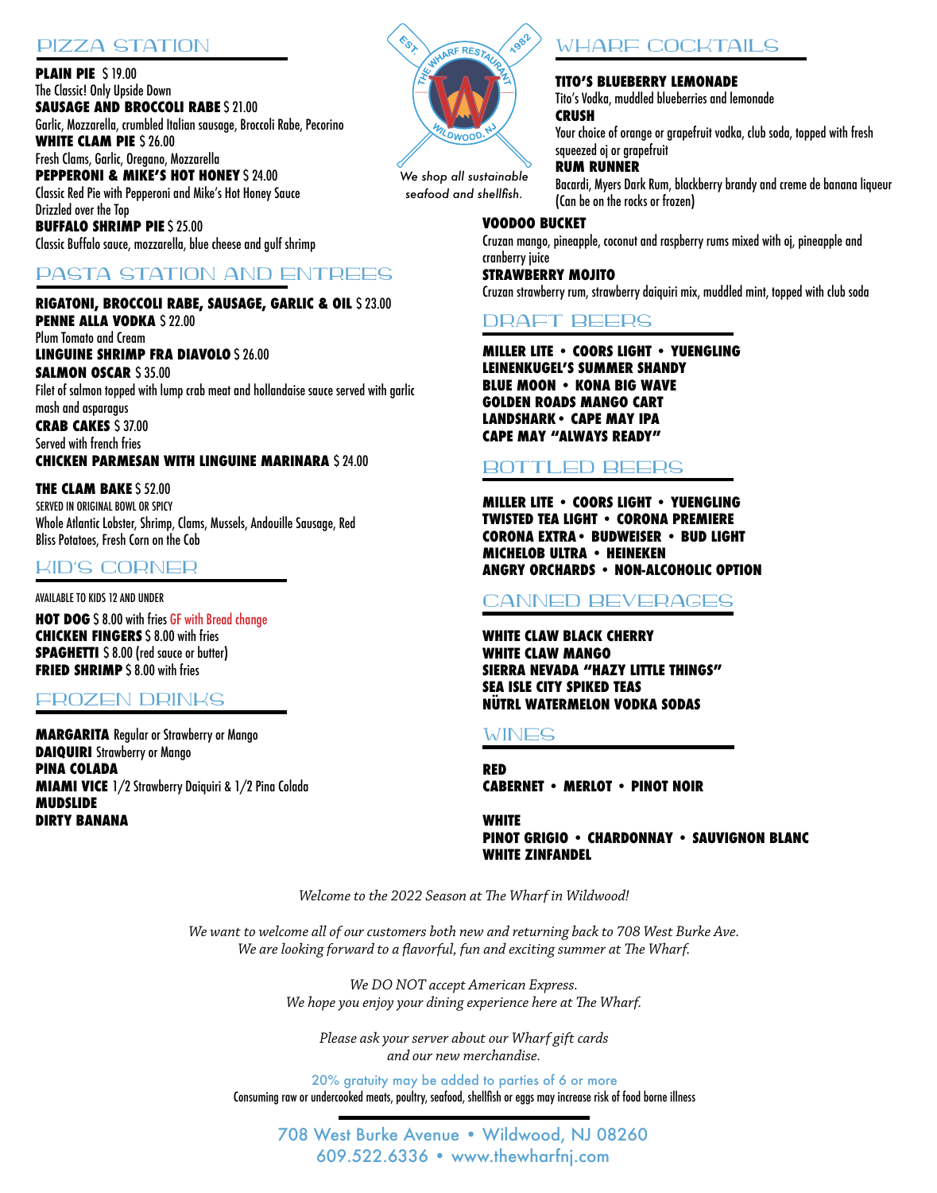## PIZZA STATION

**PLAIN PIE** $ 19.00
The Classic! Only Upside Down

**SAUSAGE AND BROCCOLI RABE** $ 21.00
Garlic, Mozzarella, crumbled Italian sausage, Broccoli Rabe, Pecorino

**WHITE CLAM PIE** $ 26.00
Fresh Clams, Garlic, Oregano, Mozzarella

**PEPPERONI & MIKE'S HOT HONEY** $ 24.00
Classic Red Pie with Pepperoni and Mike's Hot Honey Sauce Drizzled over the Top

**BUFFALO SHRIMP PIE** $ 25.00
Classic Buffalo sauce, mozzarella, blue cheese and gulf shrimp

## PASTA STATION AND ENTREES

**RIGATONI, BROCCOLI RABE, SAUSAGE, GARLIC & OIL** $ 23.00

**PENNE ALLA VODKA** $ 22.00
Plum Tomato and Cream

**LINGUINE SHRIMP FRA DIAVOLO** $ 26.00

**SALMON OSCAR** $ 35.00
Filet of salmon topped with lump crab meat and hollandaise sauce served with garlic mash and asparagus

**CRAB CAKES** $ 37.00
Served with french fries

**CHICKEN PARMESAN WITH LINGUINE MARINARA** $ 24.00

**THE CLAM BAKE** $ 52.00
SERVED IN ORIGINAL BOWL OR SPICY
Whole Atlantic Lobster, Shrimp, Clams, Mussels, Andouille Sausage, Red Bliss Potatoes, Fresh Corn on the Cob

## KID'S CORNER

AVAILABLE TO KIDS 12 AND UNDER

**HOT DOG** $ 8.00 with fries GF with Bread change
**CHICKEN FINGERS** $ 8.00 with fries
**SPAGHETTI** $ 8.00 (red sauce or butter)
**FRIED SHRIMP** $ 8.00 with fries

## FROZEN DRINKS

**MARGARITA** Regular or Strawberry or Mango
**DAIQUIRI** Strawberry or Mango
**PINA COLADA**
**MIAMI VICE** 1/2 Strawberry Daiquiri & 1/2 Pina Colada
**MUDSLIDE**
**DIRTY BANANA**

EST. THE WHARF RESTAURANT 1982 WILDWOOD, NJ

*We shop all sustainable seafood and shellfish.*

## WHARF COCKTAILS

**TITO'S BLUEBERRY LEMONADE**
Tito's Vodka, muddled blueberries and lemonade

**CRUSH**
Your choice of orange or grapefruit vodka, club soda, topped with fresh squeezed oj or grapefruit

**RUM RUNNER**
Bacardi, Myers Dark Rum, blackberry brandy and creme de banana liqueur (Can be on the rocks or frozen)

**VOODOO BUCKET**
Cruzan mango, pineapple, coconut and raspberry rums mixed with oj, pineapple and cranberry juice

**STRAWBERRY MOJITO**
Cruzan strawberry rum, strawberry daiquiri mix, muddled mint, topped with club soda

## DRAFT BEERS

**MILLER LITE • COORS LIGHT • YUENGLING**
**LEINENKUGEL'S SUMMER SHANDY**
**BLUE MOON • KONA BIG WAVE**
**GOLDEN ROADS MANGO CART**
**LANDSHARK • CAPE MAY IPA**
**CAPE MAY "ALWAYS READY"**

## BOTTLED BEERS

**MILLER LITE • COORS LIGHT • YUENGLING**
**TWISTED TEA LIGHT • CORONA PREMIERE**
**CORONA EXTRA • BUDWEISER • BUD LIGHT**
**MICHELOB ULTRA • HEINEKEN**
**ANGRY ORCHARDS • NON-ALCOHOLIC OPTION**

## CANNED BEVERAGES

**WHITE CLAW BLACK CHERRY**
**WHITE CLAW MANGO**
**SIERRA NEVADA "HAZY LITTLE THINGS"**
**SEA ISLE CITY SPIKED TEAS**
**NÜTRL WATERMELON VODKA SODAS**

## WINES

**RED**
**CABERNET • MERLOT • PINOT NOIR**

**WHITE**
**PINOT GRIGIO • CHARDONNAY • SAUVIGNON BLANC**
**WHITE ZINFANDEL**

*Welcome to the 2022 Season at The Wharf in Wildwood!*

*We want to welcome all of our customers both new and returning back to 708 West Burke Ave. We are looking forward to a flavorful, fun and exciting summer at The Wharf.*

*We DO NOT accept American Express. We hope you enjoy your dining experience here at The Wharf.*

*Please ask your server about our Wharf gift cards and our new merchandise.*

20% gratuity may be added to parties of 6 or more
Consuming raw or undercooked meats, poultry, seafood, shellfish or eggs may increase risk of food borne illness

708 West Burke Avenue • Wildwood, NJ 08260
609.522.6336 • www.thewharfnj.com